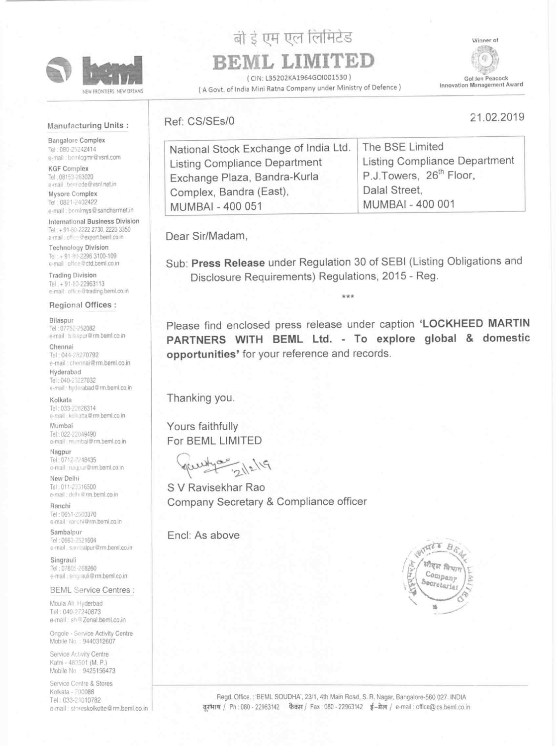# बी इ एम एल लिमिटेड

# BEML LIMITED

( CIN: L35202KA1964GOI001530 )

( A Govt. of India Mini Ratna Company under Ministry of Defence )

Winner of Golden Peacock Innovation Management Award

NEW FRONTIERS. NEW DREAMS

**Manufacturing Units :**

Bangalore Complex
Tel : 080-25242414
e-mail : bemlcgmr@vsnl.com

KGF Complex
Tel : 08153-263020
e-mail : bemlede@vsnl.net.in

Mysore Complex
Tel : 0821-2402422
e-mail : bemlmys@sancharnet.in

International Business Division
Tel : + 91-80-2222 2730, 2223 3350
e-mail : office@export.beml.co.in

Technology Division
Tel : + 91-80-2296 3100-109
e-mail : office@ctd.beml.co.in

Trading Division
Tel : + 91-80-22963113
e-mail : office@trading.beml.co.in

**Regional Offices :**

Bilaspur
Tel : 07752-252082
e-mail : bilaspur@rm.beml.co.in

Chennai
Tel : 044-28270792
e-mail : chennai@rm.beml.co.in

Hyderabad
Tel : 040-23227032
e-mail : hyderabad@rm.beml.co.in

Kolkata
Tel : 033-22826314
e-mail : kolkatta@rm.beml.co.in

Mumbai
Tel : 022-22049490
e-mail : mumbai@rm.beml.co.in

Nagpur
Tel : 0712-2248435
e-mail : nagpur@rm.beml.co.in

New Delhi
Tel : 011-23316500
e-mail : delhi@rm.beml.co.in

Ranchi
Tel : 0651-2560370
e-mail : ranchi@rm.beml.co.in

Sambalpur
Tel : 0663-2521604
e-mail : sambalpur@rm.beml.co.in

Singrauli
Tel : 07805-268260
e-mail : singrauli@rm.beml.co.in

**BEML Service Centres :**

Moula Ali, Hyderbad
Tel : 040-27240873
e-mail : sh@Zonal.beml.co.in

Ongole - Service Activity Centre
Mobile No. : 9440312607

Service Activity Centre
Katni - 483501 (M. P.)
Mobile No. : 9425156473

Service Centre & Stores
Kolkata - 700088
Tel : 033-24010782
e-mail : storeskolkotte@rm.beml.co.in

Ref: CS/SEs/0

21.02.2019

| National Stock Exchange of India Ltd. Listing Compliance Department Exchange Plaza, Bandra-Kurla Complex, Bandra (East), MUMBAI - 400 051 | The BSE Limited Listing Compliance Department P.J.Towers, 26th Floor, Dalal Street, MUMBAI - 400 001 |
|---|---|

Dear Sir/Madam,

Sub: **Press Release** under Regulation 30 of SEBI (Listing Obligations and Disclosure Requirements) Regulations, 2015 - Reg.

***

Please find enclosed press release under caption **'LOCKHEED MARTIN PARTNERS WITH BEML Ltd. - To explore global & domestic opportunities'** for your reference and records.

Thanking you.

Yours faithfully
For BEML LIMITED

21/2/19

S V Ravisekhar Rao
Company Secretary & Compliance officer

Encl: As above

Regd. Office. : 'BEML SOUDHA', 23/1, 4th Main Road, S. R. Nagar, Bangalore-560 027. INDIA
दूरभाष / Ph : 080 - 22963142 फैक्स / Fax : 080 - 22963142 ई-मेल / e-mail : office@cs.beml.co.in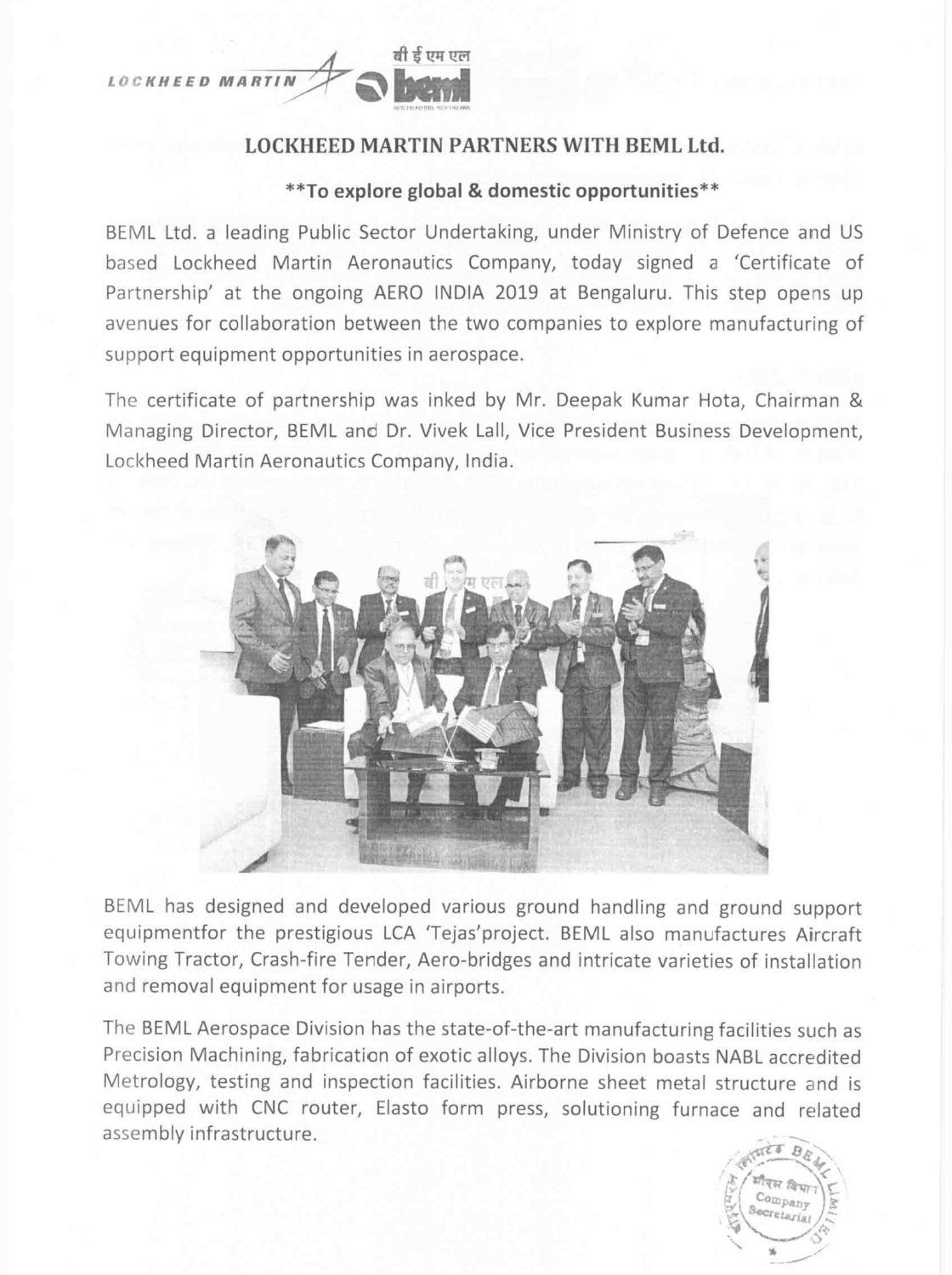## LOCKHEED MARTIN PARTNERS WITH BEML Ltd.

**To explore global & domestic opportunities**

BEML Ltd. a leading Public Sector Undertaking, under Ministry of Defence and US based Lockheed Martin Aeronautics Company, today signed a 'Certificate of Partnership' at the ongoing AERO INDIA 2019 at Bengaluru. This step opens up avenues for collaboration between the two companies to explore manufacturing of support equipment opportunities in aerospace.

The certificate of partnership was inked by Mr. Deepak Kumar Hota, Chairman & Managing Director, BEML and Dr. Vivek Lall, Vice President Business Development, Lockheed Martin Aeronautics Company, India.

BEML has designed and developed various ground handling and ground support equipmentfor the prestigious LCA 'Tejas'project. BEML also manufactures Aircraft Towing Tractor, Crash-fire Tender, Aero-bridges and intricate varieties of installation and removal equipment for usage in airports.

The BEML Aerospace Division has the state-of-the-art manufacturing facilities such as Precision Machining, fabrication of exotic alloys. The Division boasts NABL accredited Metrology, testing and inspection facilities. Airborne sheet metal structure and is equipped with CNC router, Elasto form press, solutioning furnace and related assembly infrastructure.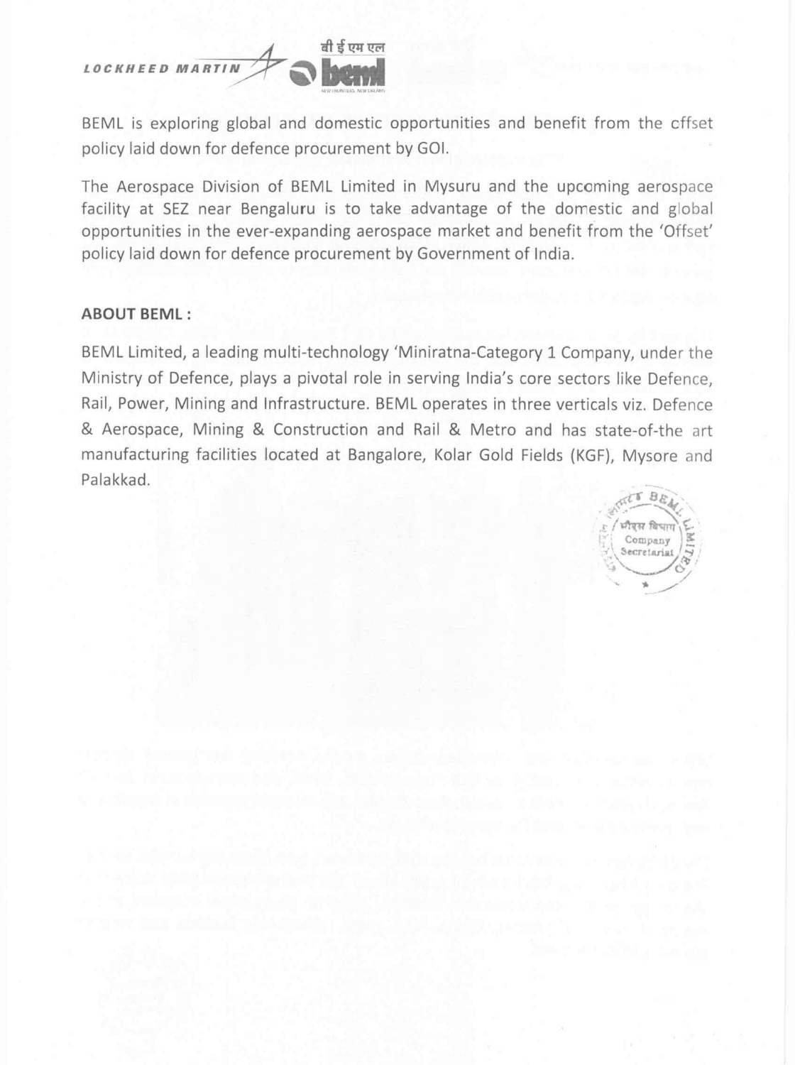BEML is exploring global and domestic opportunities and benefit from the offset policy laid down for defence procurement by GOI.

The Aerospace Division of BEML Limited in Mysuru and the upcoming aerospace facility at SEZ near Bengaluru is to take advantage of the domestic and global opportunities in the ever-expanding aerospace market and benefit from the 'Offset' policy laid down for defence procurement by Government of India.

**ABOUT BEML :**

BEML Limited, a leading multi-technology 'Miniratna-Category 1 Company, under the Ministry of Defence, plays a pivotal role in serving India's core sectors like Defence, Rail, Power, Mining and Infrastructure. BEML operates in three verticals viz. Defence & Aerospace, Mining & Construction and Rail & Metro and has state-of-the art manufacturing facilities located at Bangalore, Kolar Gold Fields (KGF), Mysore and Palakkad.